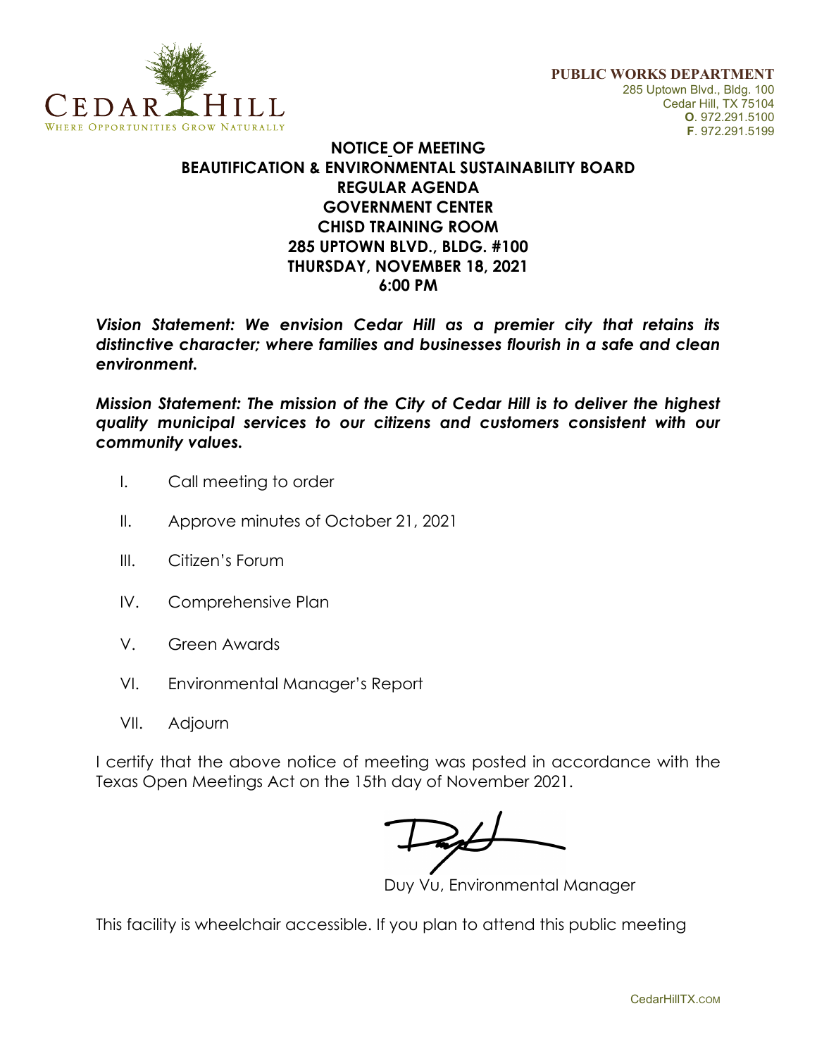CEDAR HILL
WHERE OPPORTUNITIES GROW NATURALLY

**PUBLIC WORKS DEPARTMENT**
285 Uptown Blvd., Bldg. 100
Cedar Hill, TX 75104
**O**. 972.291.5100
**F**. 972.291.5199

**NOTICE OF MEETING**
**BEAUTIFICATION & ENVIRONMENTAL SUSTAINABILITY BOARD**
**REGULAR AGENDA**
**GOVERNMENT CENTER**
**CHISD TRAINING ROOM**
**285 UPTOWN BLVD., BLDG. #100**
**THURSDAY, NOVEMBER 18, 2021**
**6:00 PM**

***Vision Statement: We envision Cedar Hill as a premier city that retains its distinctive character; where families and businesses flourish in a safe and clean environment.***

***Mission Statement: The mission of the City of Cedar Hill is to deliver the highest quality municipal services to our citizens and customers consistent with our community values.***

I. Call meeting to order

II. Approve minutes of October 21, 2021

III. Citizen's Forum

IV. Comprehensive Plan

V. Green Awards

VI. Environmental Manager's Report

VII. Adjourn

I certify that the above notice of meeting was posted in accordance with the Texas Open Meetings Act on the 15th day of November 2021.

Duy Vu, Environmental Manager

This facility is wheelchair accessible. If you plan to attend this public meeting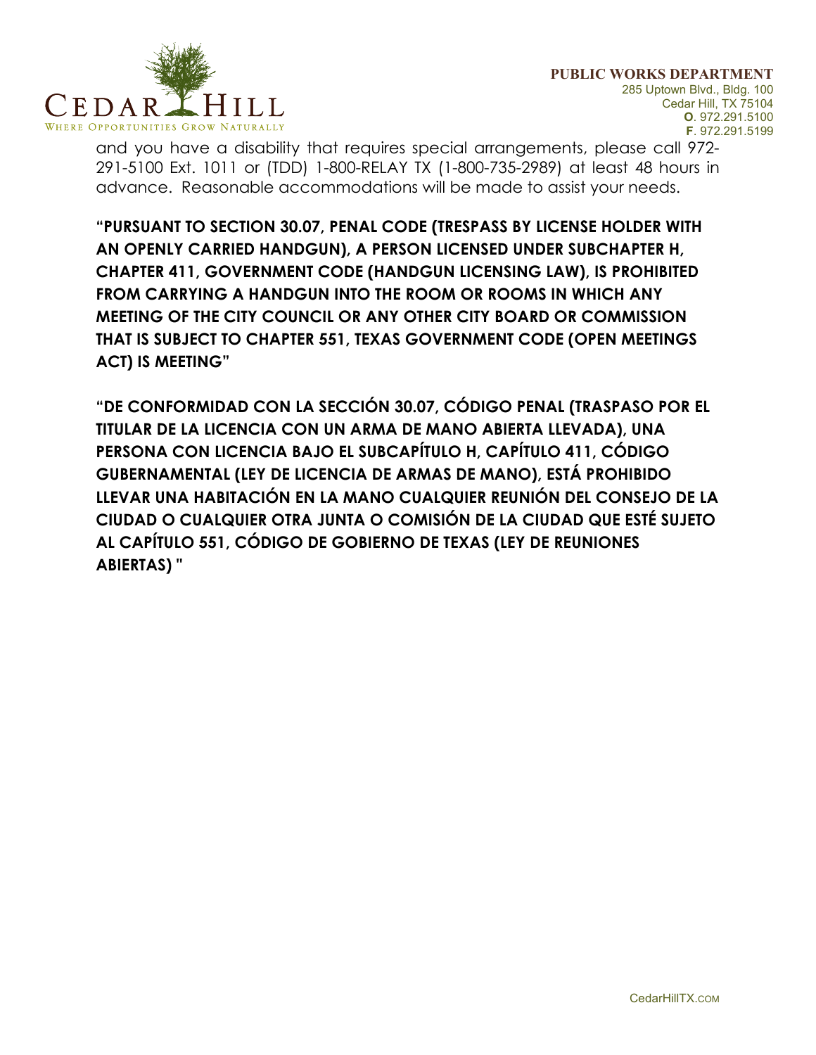and you have a disability that requires special arrangements, please call 972-291-5100 Ext. 1011 or (TDD) 1-800-RELAY TX (1-800-735-2989) at least 48 hours in advance. Reasonable accommodations will be made to assist your needs.

**"PURSUANT TO SECTION 30.07, PENAL CODE (TRESPASS BY LICENSE HOLDER WITH AN OPENLY CARRIED HANDGUN), A PERSON LICENSED UNDER SUBCHAPTER H, CHAPTER 411, GOVERNMENT CODE (HANDGUN LICENSING LAW), IS PROHIBITED FROM CARRYING A HANDGUN INTO THE ROOM OR ROOMS IN WHICH ANY MEETING OF THE CITY COUNCIL OR ANY OTHER CITY BOARD OR COMMISSION THAT IS SUBJECT TO CHAPTER 551, TEXAS GOVERNMENT CODE (OPEN MEETINGS ACT) IS MEETING"**

**"DE CONFORMIDAD CON LA SECCIÓN 30.07, CÓDIGO PENAL (TRASPASO POR EL TITULAR DE LA LICENCIA CON UN ARMA DE MANO ABIERTA LLEVADA), UNA PERSONA CON LICENCIA BAJO EL SUBCAPÍTULO H, CAPÍTULO 411, CÓDIGO GUBERNAMENTAL (LEY DE LICENCIA DE ARMAS DE MANO), ESTÁ PROHIBIDO LLEVAR UNA HABITACIÓN EN LA MANO CUALQUIER REUNIÓN DEL CONSEJO DE LA CIUDAD O CUALQUIER OTRA JUNTA O COMISIÓN DE LA CIUDAD QUE ESTÉ SUJETO AL CAPÍTULO 551, CÓDIGO DE GOBIERNO DE TEXAS (LEY DE REUNIONES ABIERTAS) "**